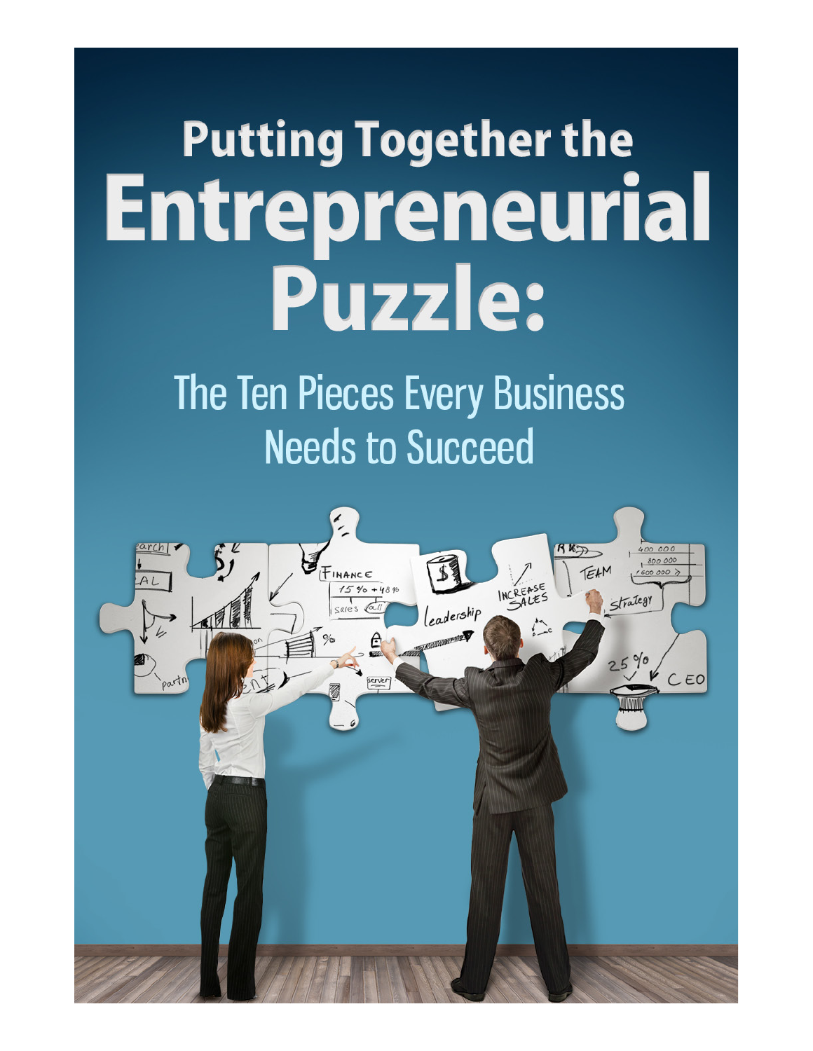# Putting Together the Entrepreneurial Puzzle:

## The Ten Pieces Every Business Needs to Succeed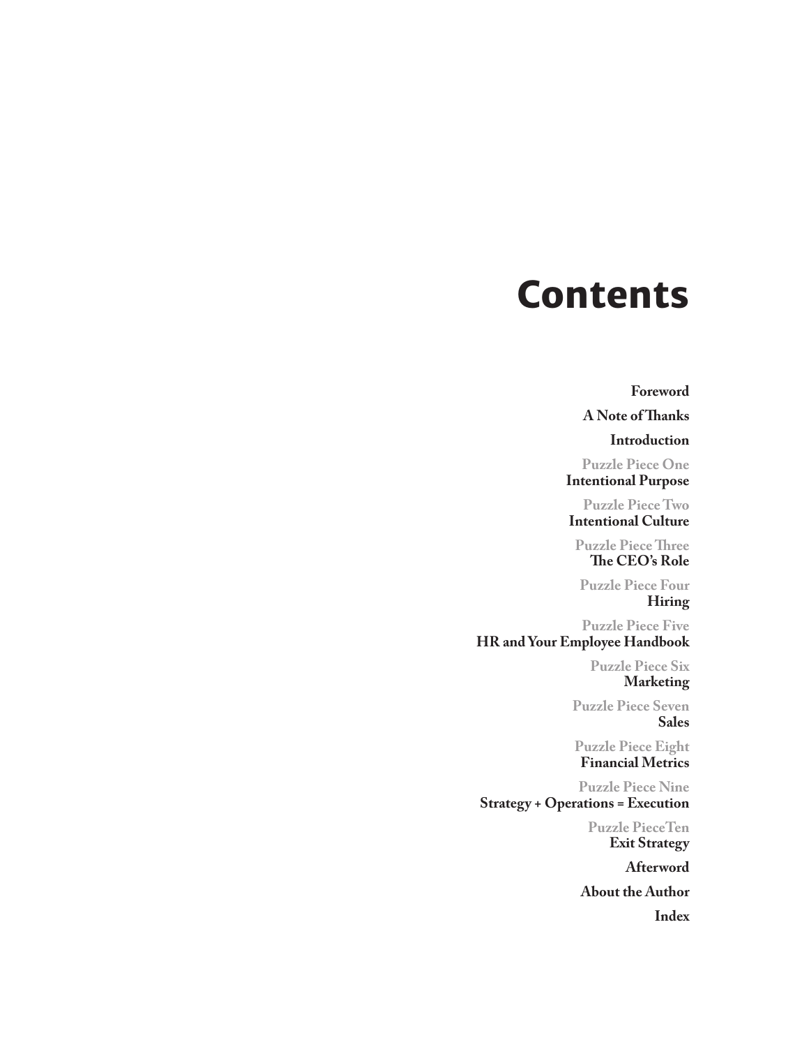# Contents

**Foreword**

**A Note of Thanks**

**Introduction**

**Puzzle Piece One**
**Intentional Purpose**

**Puzzle Piece Two**
**Intentional Culture**

**Puzzle Piece Three**
**The CEO's Role**

**Puzzle Piece Four**
**Hiring**

**Puzzle Piece Five**
**HR and Your Employee Handbook**

**Puzzle Piece Six**
**Marketing**

**Puzzle Piece Seven**
**Sales**

**Puzzle Piece Eight**
**Financial Metrics**

**Puzzle Piece Nine**
**Strategy + Operations = Execution**

**Puzzle Piece Ten**
**Exit Strategy**

**Afterword**

**About the Author**

**Index**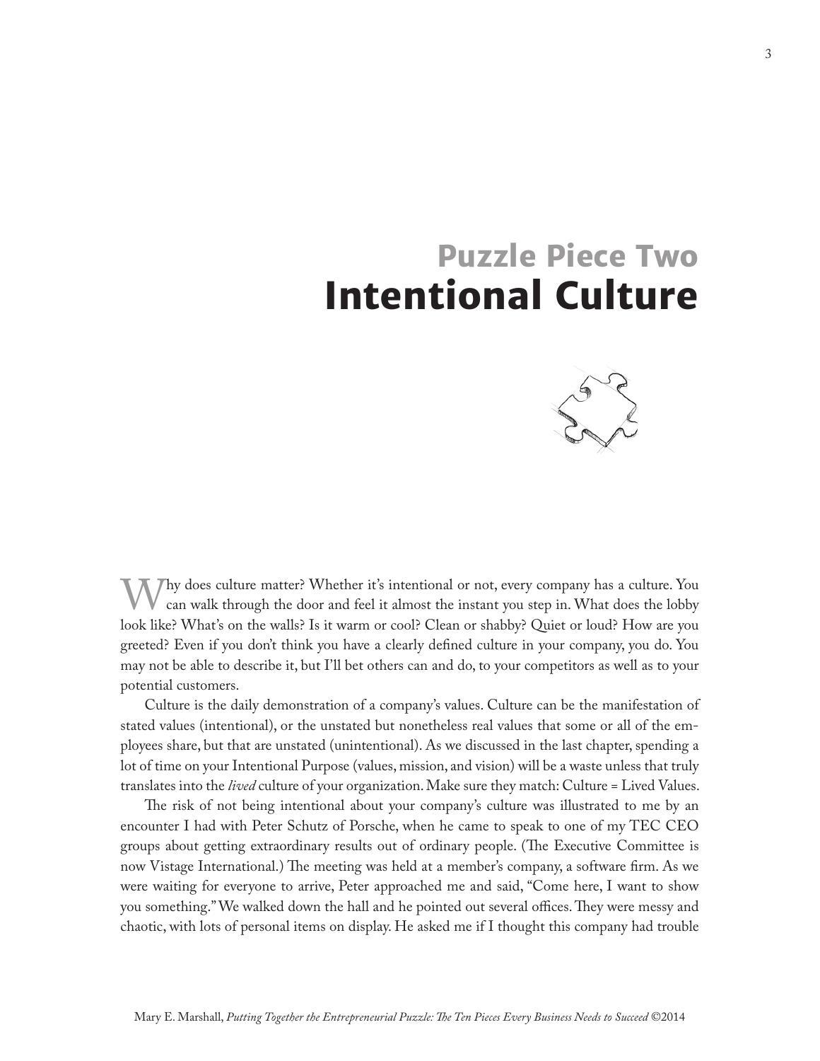# Puzzle Piece Two
# Intentional Culture

Why does culture matter? Whether it's intentional or not, every company has a culture. You can walk through the door and feel it almost the instant you step in. What does the lobby look like? What's on the walls? Is it warm or cool? Clean or shabby? Quiet or loud? How are you greeted? Even if you don't think you have a clearly defined culture in your company, you do. You may not be able to describe it, but I'll bet others can and do, to your competitors as well as to your potential customers.

Culture is the daily demonstration of a company's values. Culture can be the manifestation of stated values (intentional), or the unstated but nonetheless real values that some or all of the employees share, but that are unstated (unintentional). As we discussed in the last chapter, spending a lot of time on your Intentional Purpose (values, mission, and vision) will be a waste unless that truly translates into the *lived* culture of your organization. Make sure they match: Culture = Lived Values.

The risk of not being intentional about your company's culture was illustrated to me by an encounter I had with Peter Schutz of Porsche, when he came to speak to one of my TEC CEO groups about getting extraordinary results out of ordinary people. (The Executive Committee is now Vistage International.) The meeting was held at a member's company, a software firm. As we were waiting for everyone to arrive, Peter approached me and said, "Come here, I want to show you something." We walked down the hall and he pointed out several offices. They were messy and chaotic, with lots of personal items on display. He asked me if I thought this company had trouble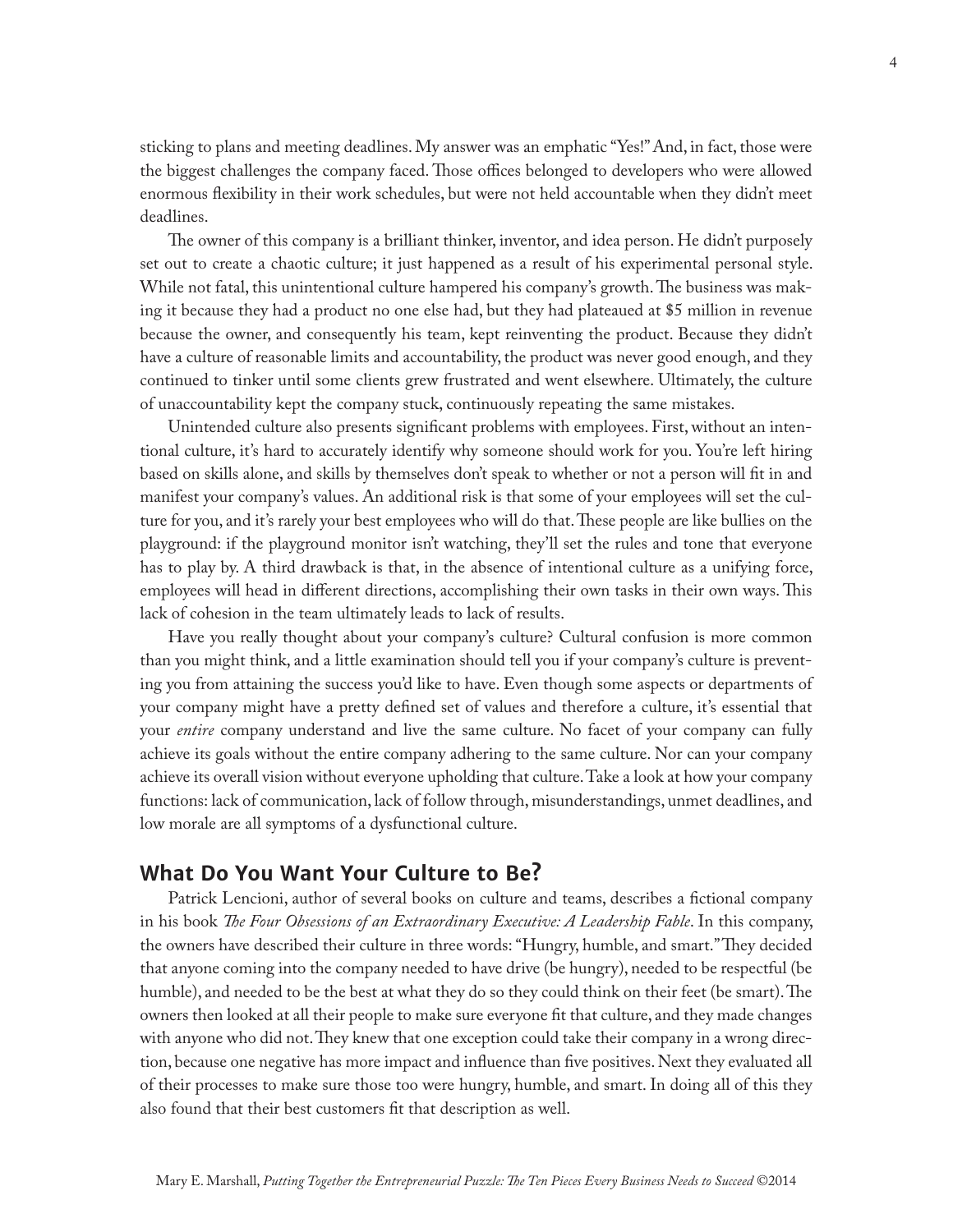sticking to plans and meeting deadlines. My answer was an emphatic "Yes!" And, in fact, those were the biggest challenges the company faced. Those offices belonged to developers who were allowed enormous flexibility in their work schedules, but were not held accountable when they didn't meet deadlines.

The owner of this company is a brilliant thinker, inventor, and idea person. He didn't purposely set out to create a chaotic culture; it just happened as a result of his experimental personal style. While not fatal, this unintentional culture hampered his company's growth. The business was making it because they had a product no one else had, but they had plateaued at $5 million in revenue because the owner, and consequently his team, kept reinventing the product. Because they didn't have a culture of reasonable limits and accountability, the product was never good enough, and they continued to tinker until some clients grew frustrated and went elsewhere. Ultimately, the culture of unaccountability kept the company stuck, continuously repeating the same mistakes.

Unintended culture also presents significant problems with employees. First, without an intentional culture, it's hard to accurately identify why someone should work for you. You're left hiring based on skills alone, and skills by themselves don't speak to whether or not a person will fit in and manifest your company's values. An additional risk is that some of your employees will set the culture for you, and it's rarely your best employees who will do that. These people are like bullies on the playground: if the playground monitor isn't watching, they'll set the rules and tone that everyone has to play by. A third drawback is that, in the absence of intentional culture as a unifying force, employees will head in different directions, accomplishing their own tasks in their own ways. This lack of cohesion in the team ultimately leads to lack of results.

Have you really thought about your company's culture? Cultural confusion is more common than you might think, and a little examination should tell you if your company's culture is preventing you from attaining the success you'd like to have. Even though some aspects or departments of your company might have a pretty defined set of values and therefore a culture, it's essential that your *entire* company understand and live the same culture. No facet of your company can fully achieve its goals without the entire company adhering to the same culture. Nor can your company achieve its overall vision without everyone upholding that culture. Take a look at how your company functions: lack of communication, lack of follow through, misunderstandings, unmet deadlines, and low morale are all symptoms of a dysfunctional culture.

## What Do You Want Your Culture to Be?

Patrick Lencioni, author of several books on culture and teams, describes a fictional company in his book *The Four Obsessions of an Extraordinary Executive: A Leadership Fable*. In this company, the owners have described their culture in three words: "Hungry, humble, and smart." They decided that anyone coming into the company needed to have drive (be hungry), needed to be respectful (be humble), and needed to be the best at what they do so they could think on their feet (be smart). The owners then looked at all their people to make sure everyone fit that culture, and they made changes with anyone who did not. They knew that one exception could take their company in a wrong direction, because one negative has more impact and influence than five positives. Next they evaluated all of their processes to make sure those too were hungry, humble, and smart. In doing all of this they also found that their best customers fit that description as well.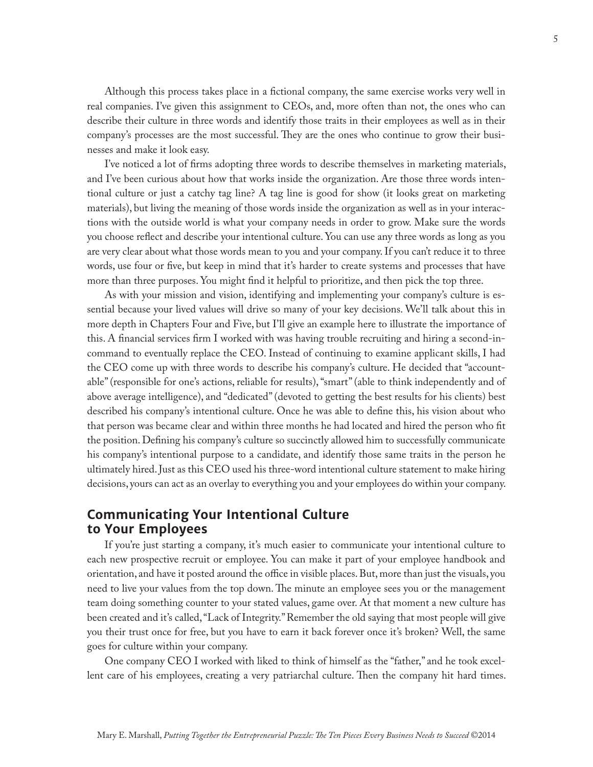Although this process takes place in a fictional company, the same exercise works very well in real companies. I've given this assignment to CEOs, and, more often than not, the ones who can describe their culture in three words and identify those traits in their employees as well as in their company's processes are the most successful. They are the ones who continue to grow their businesses and make it look easy.

I've noticed a lot of firms adopting three words to describe themselves in marketing materials, and I've been curious about how that works inside the organization. Are those three words intentional culture or just a catchy tag line? A tag line is good for show (it looks great on marketing materials), but living the meaning of those words inside the organization as well as in your interactions with the outside world is what your company needs in order to grow. Make sure the words you choose reflect and describe your intentional culture. You can use any three words as long as you are very clear about what those words mean to you and your company. If you can't reduce it to three words, use four or five, but keep in mind that it's harder to create systems and processes that have more than three purposes. You might find it helpful to prioritize, and then pick the top three.

As with your mission and vision, identifying and implementing your company's culture is essential because your lived values will drive so many of your key decisions. We'll talk about this in more depth in Chapters Four and Five, but I'll give an example here to illustrate the importance of this. A financial services firm I worked with was having trouble recruiting and hiring a second-in-command to eventually replace the CEO. Instead of continuing to examine applicant skills, I had the CEO come up with three words to describe his company's culture. He decided that "accountable" (responsible for one's actions, reliable for results), "smart" (able to think independently and of above average intelligence), and "dedicated" (devoted to getting the best results for his clients) best described his company's intentional culture. Once he was able to define this, his vision about who that person was became clear and within three months he had located and hired the person who fit the position. Defining his company's culture so succinctly allowed him to successfully communicate his company's intentional purpose to a candidate, and identify those same traits in the person he ultimately hired. Just as this CEO used his three-word intentional culture statement to make hiring decisions, yours can act as an overlay to everything you and your employees do within your company.

## Communicating Your Intentional Culture to Your Employees

If you're just starting a company, it's much easier to communicate your intentional culture to each new prospective recruit or employee. You can make it part of your employee handbook and orientation, and have it posted around the office in visible places. But, more than just the visuals, you need to live your values from the top down. The minute an employee sees you or the management team doing something counter to your stated values, game over. At that moment a new culture has been created and it's called, "Lack of Integrity." Remember the old saying that most people will give you their trust once for free, but you have to earn it back forever once it's broken? Well, the same goes for culture within your company.

One company CEO I worked with liked to think of himself as the "father," and he took excellent care of his employees, creating a very patriarchal culture. Then the company hit hard times.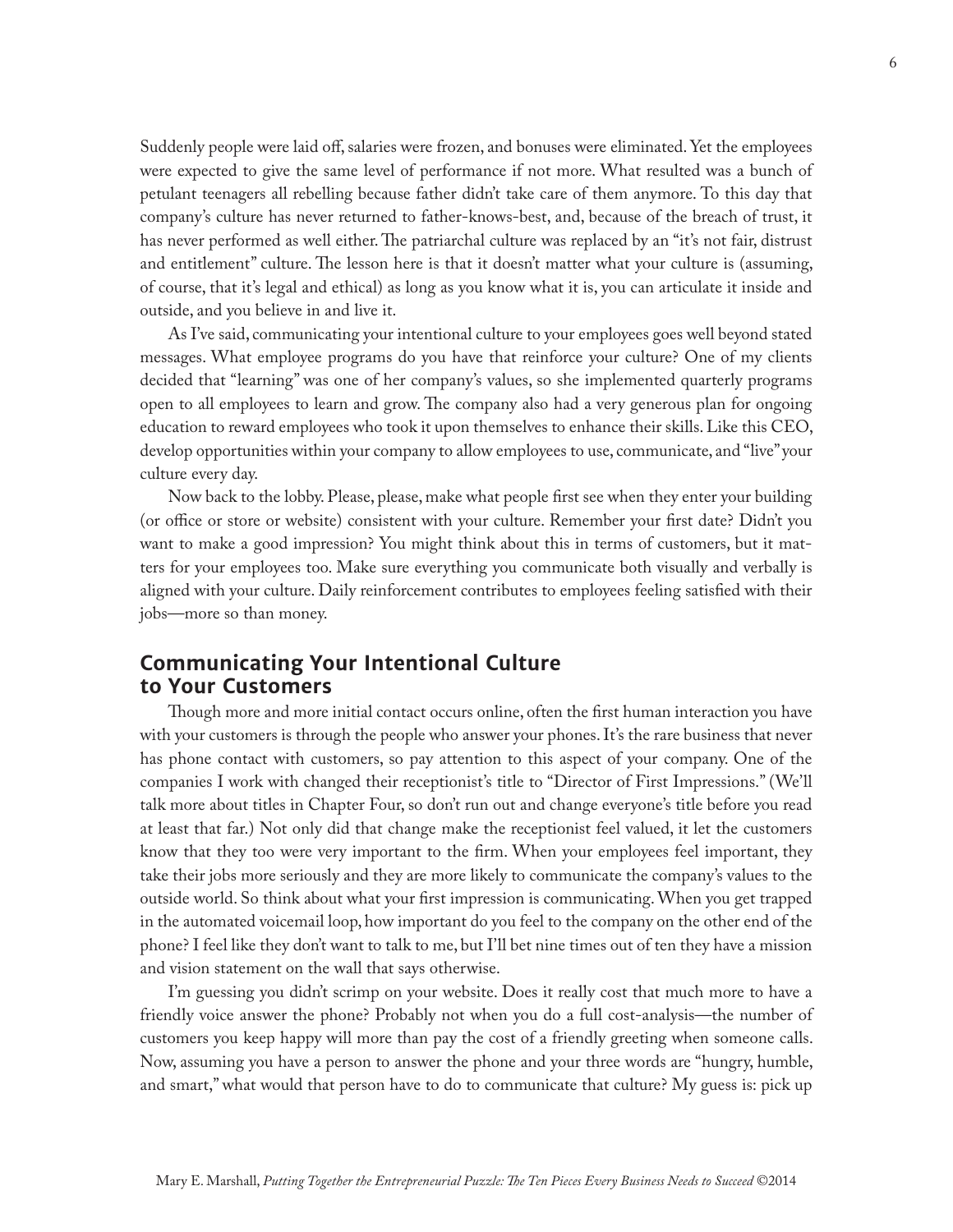Suddenly people were laid off, salaries were frozen, and bonuses were eliminated. Yet the employees were expected to give the same level of performance if not more. What resulted was a bunch of petulant teenagers all rebelling because father didn't take care of them anymore. To this day that company's culture has never returned to father-knows-best, and, because of the breach of trust, it has never performed as well either. The patriarchal culture was replaced by an "it's not fair, distrust and entitlement" culture. The lesson here is that it doesn't matter what your culture is (assuming, of course, that it's legal and ethical) as long as you know what it is, you can articulate it inside and outside, and you believe in and live it.

As I've said, communicating your intentional culture to your employees goes well beyond stated messages. What employee programs do you have that reinforce your culture? One of my clients decided that "learning" was one of her company's values, so she implemented quarterly programs open to all employees to learn and grow. The company also had a very generous plan for ongoing education to reward employees who took it upon themselves to enhance their skills. Like this CEO, develop opportunities within your company to allow employees to use, communicate, and "live" your culture every day.

Now back to the lobby. Please, please, make what people first see when they enter your building (or office or store or website) consistent with your culture. Remember your first date? Didn't you want to make a good impression? You might think about this in terms of customers, but it matters for your employees too. Make sure everything you communicate both visually and verbally is aligned with your culture. Daily reinforcement contributes to employees feeling satisfied with their jobs—more so than money.

## Communicating Your Intentional Culture to Your Customers

Though more and more initial contact occurs online, often the first human interaction you have with your customers is through the people who answer your phones. It's the rare business that never has phone contact with customers, so pay attention to this aspect of your company. One of the companies I work with changed their receptionist's title to "Director of First Impressions." (We'll talk more about titles in Chapter Four, so don't run out and change everyone's title before you read at least that far.) Not only did that change make the receptionist feel valued, it let the customers know that they too were very important to the firm. When your employees feel important, they take their jobs more seriously and they are more likely to communicate the company's values to the outside world. So think about what your first impression is communicating. When you get trapped in the automated voicemail loop, how important do you feel to the company on the other end of the phone? I feel like they don't want to talk to me, but I'll bet nine times out of ten they have a mission and vision statement on the wall that says otherwise.

I'm guessing you didn't scrimp on your website. Does it really cost that much more to have a friendly voice answer the phone? Probably not when you do a full cost-analysis—the number of customers you keep happy will more than pay the cost of a friendly greeting when someone calls. Now, assuming you have a person to answer the phone and your three words are "hungry, humble, and smart," what would that person have to do to communicate that culture? My guess is: pick up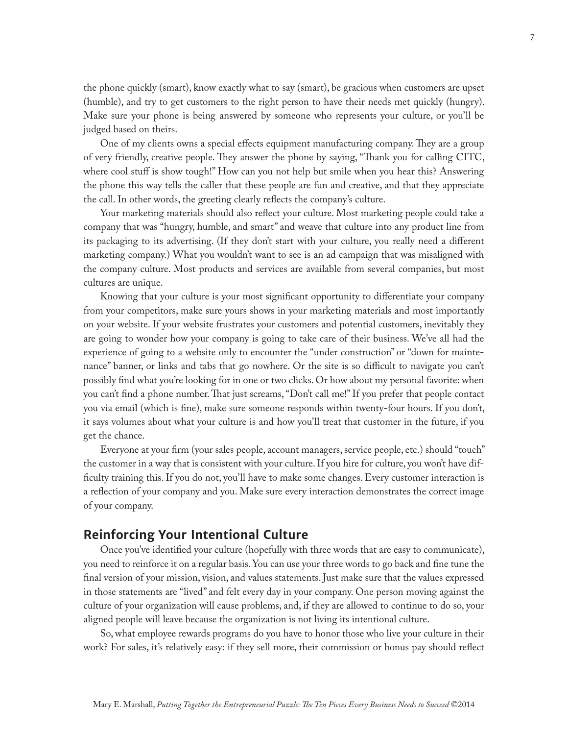the phone quickly (smart), know exactly what to say (smart), be gracious when customers are upset (humble), and try to get customers to the right person to have their needs met quickly (hungry). Make sure your phone is being answered by someone who represents your culture, or you'll be judged based on theirs.

One of my clients owns a special effects equipment manufacturing company. They are a group of very friendly, creative people. They answer the phone by saying, "Thank you for calling CITC, where cool stuff is show tough!" How can you not help but smile when you hear this? Answering the phone this way tells the caller that these people are fun and creative, and that they appreciate the call. In other words, the greeting clearly reflects the company's culture.

Your marketing materials should also reflect your culture. Most marketing people could take a company that was "hungry, humble, and smart" and weave that culture into any product line from its packaging to its advertising. (If they don't start with your culture, you really need a different marketing company.) What you wouldn't want to see is an ad campaign that was misaligned with the company culture. Most products and services are available from several companies, but most cultures are unique.

Knowing that your culture is your most significant opportunity to differentiate your company from your competitors, make sure yours shows in your marketing materials and most importantly on your website. If your website frustrates your customers and potential customers, inevitably they are going to wonder how your company is going to take care of their business. We've all had the experience of going to a website only to encounter the "under construction" or "down for maintenance" banner, or links and tabs that go nowhere. Or the site is so difficult to navigate you can't possibly find what you're looking for in one or two clicks. Or how about my personal favorite: when you can't find a phone number. That just screams, "Don't call me!" If you prefer that people contact you via email (which is fine), make sure someone responds within twenty-four hours. If you don't, it says volumes about what your culture is and how you'll treat that customer in the future, if you get the chance.

Everyone at your firm (your sales people, account managers, service people, etc.) should "touch" the customer in a way that is consistent with your culture. If you hire for culture, you won't have difficulty training this. If you do not, you'll have to make some changes. Every customer interaction is a reflection of your company and you. Make sure every interaction demonstrates the correct image of your company.

## Reinforcing Your Intentional Culture

Once you've identified your culture (hopefully with three words that are easy to communicate), you need to reinforce it on a regular basis. You can use your three words to go back and fine tune the final version of your mission, vision, and values statements. Just make sure that the values expressed in those statements are "lived" and felt every day in your company. One person moving against the culture of your organization will cause problems, and, if they are allowed to continue to do so, your aligned people will leave because the organization is not living its intentional culture.

So, what employee rewards programs do you have to honor those who live your culture in their work? For sales, it's relatively easy: if they sell more, their commission or bonus pay should reflect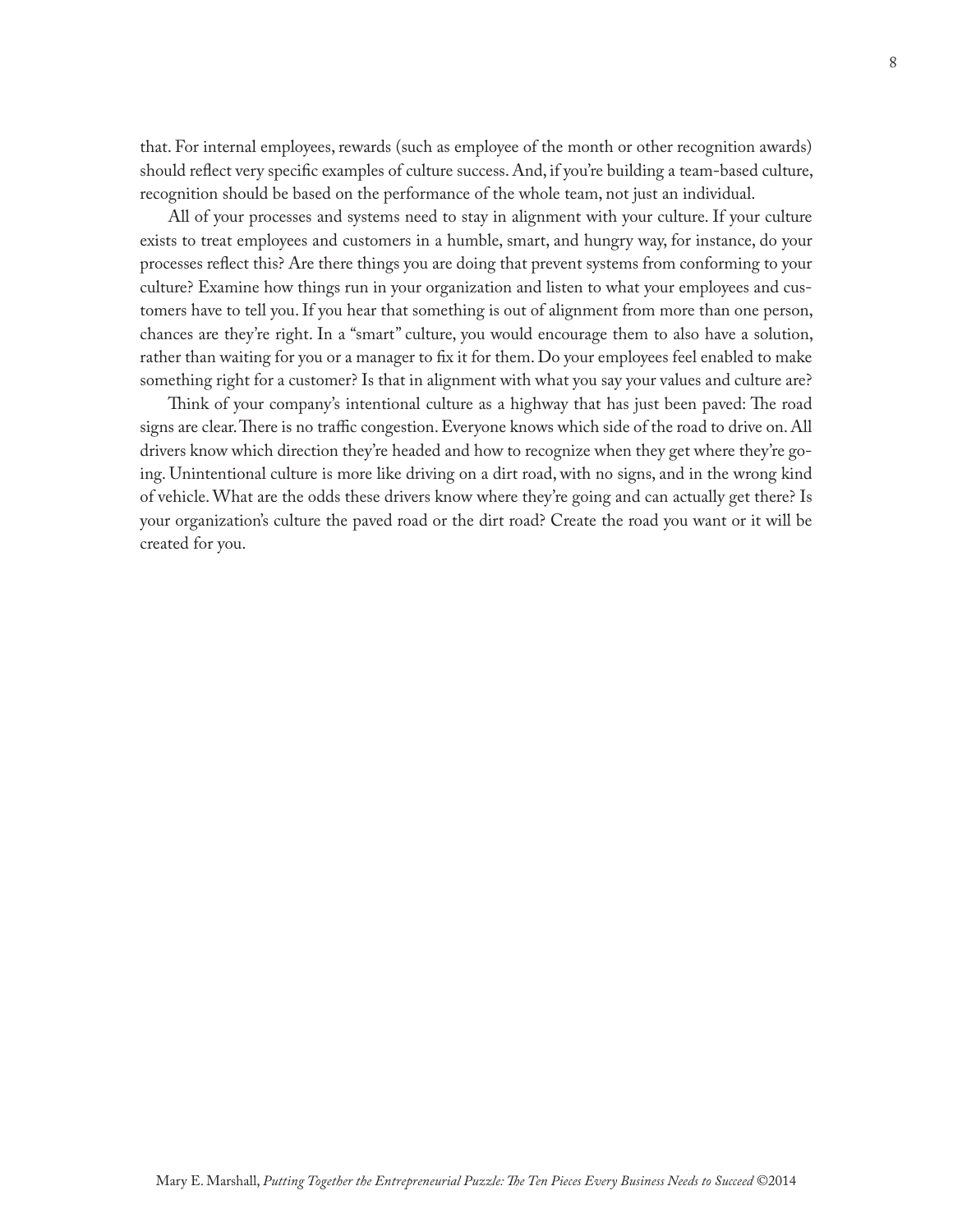that. For internal employees, rewards (such as employee of the month or other recognition awards) should reflect very specific examples of culture success. And, if you're building a team-based culture, recognition should be based on the performance of the whole team, not just an individual.

All of your processes and systems need to stay in alignment with your culture. If your culture exists to treat employees and customers in a humble, smart, and hungry way, for instance, do your processes reflect this? Are there things you are doing that prevent systems from conforming to your culture? Examine how things run in your organization and listen to what your employees and customers have to tell you. If you hear that something is out of alignment from more than one person, chances are they're right. In a "smart" culture, you would encourage them to also have a solution, rather than waiting for you or a manager to fix it for them. Do your employees feel enabled to make something right for a customer? Is that in alignment with what you say your values and culture are?

Think of your company's intentional culture as a highway that has just been paved: The road signs are clear. There is no traffic congestion. Everyone knows which side of the road to drive on. All drivers know which direction they're headed and how to recognize when they get where they're going. Unintentional culture is more like driving on a dirt road, with no signs, and in the wrong kind of vehicle. What are the odds these drivers know where they're going and can actually get there? Is your organization's culture the paved road or the dirt road? Create the road you want or it will be created for you.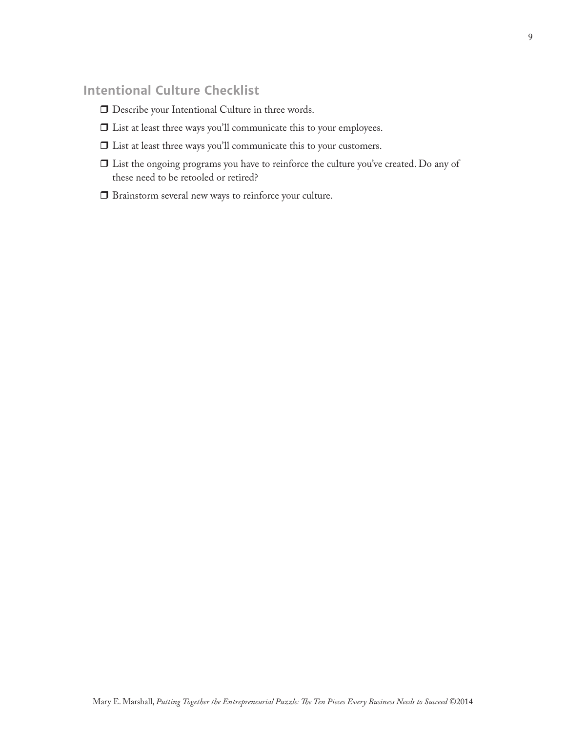## Intentional Culture Checklist

- ❒ Describe your Intentional Culture in three words.
- ❒ List at least three ways you'll communicate this to your employees.
- ❒ List at least three ways you'll communicate this to your customers.
- ❒ List the ongoing programs you have to reinforce the culture you've created. Do any of these need to be retooled or retired?
- ❒ Brainstorm several new ways to reinforce your culture.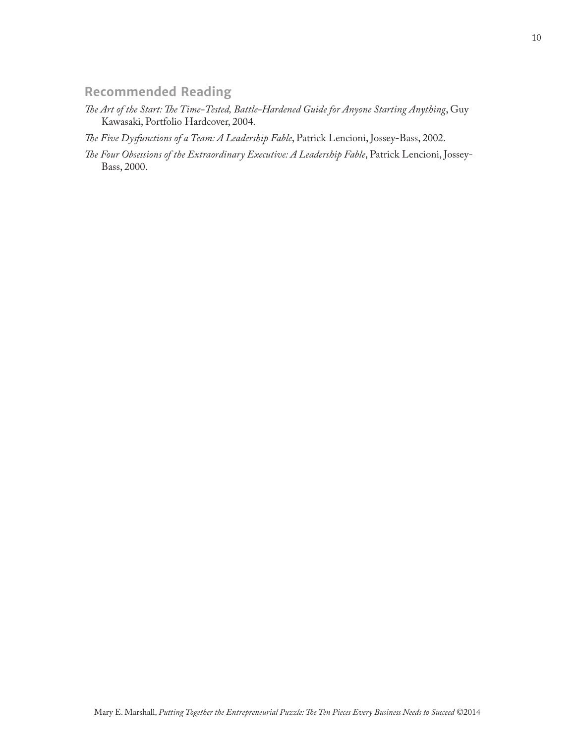## Recommended Reading

*The Art of the Start: The Time-Tested, Battle-Hardened Guide for Anyone Starting Anything*, Guy Kawasaki, Portfolio Hardcover, 2004.

*The Five Dysfunctions of a Team: A Leadership Fable*, Patrick Lencioni, Jossey-Bass, 2002.

*The Four Obsessions of the Extraordinary Executive: A Leadership Fable*, Patrick Lencioni, Jossey-Bass, 2000.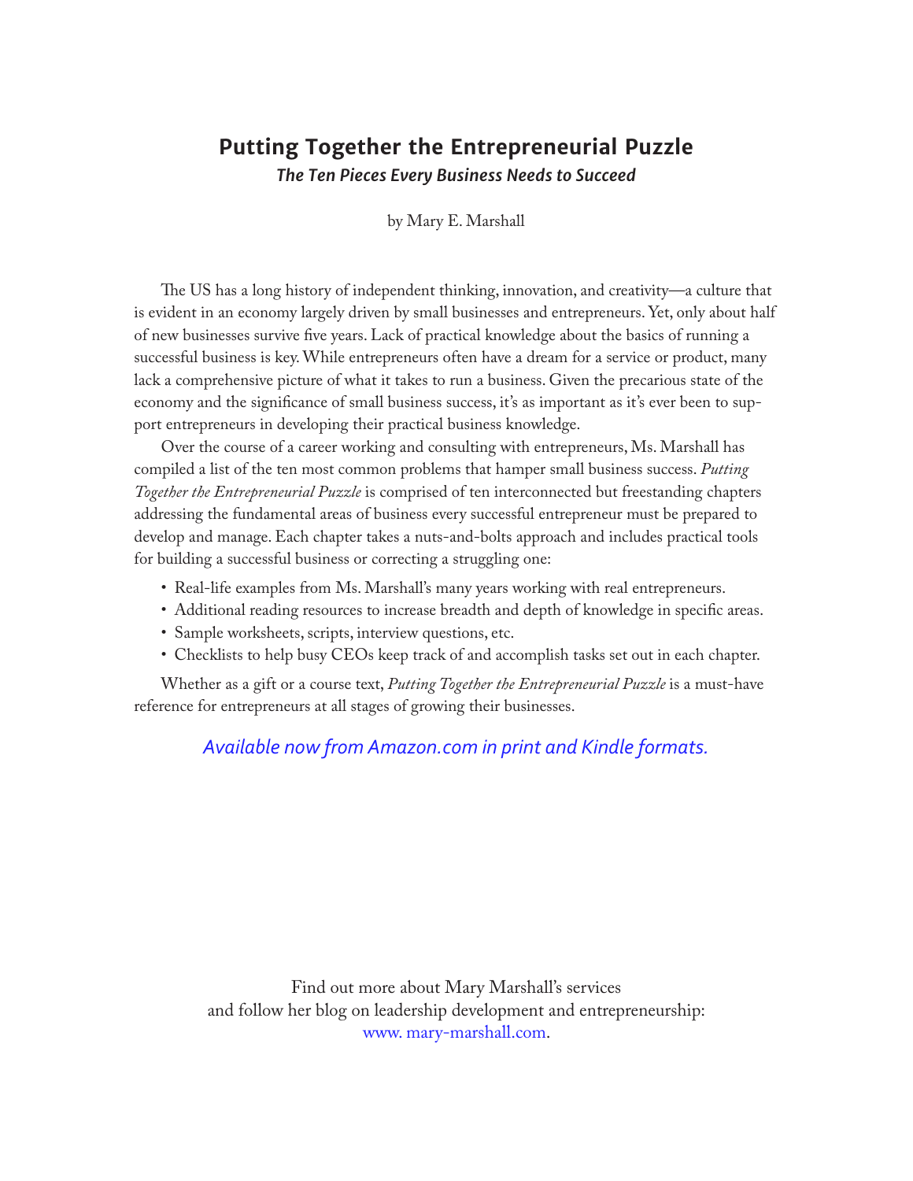# Putting Together the Entrepreneurial Puzzle

***The Ten Pieces Every Business Needs to Succeed***

by Mary E. Marshall

The US has a long history of independent thinking, innovation, and creativity—a culture that is evident in an economy largely driven by small businesses and entrepreneurs. Yet, only about half of new businesses survive five years. Lack of practical knowledge about the basics of running a successful business is key. While entrepreneurs often have a dream for a service or product, many lack a comprehensive picture of what it takes to run a business. Given the precarious state of the economy and the significance of small business success, it's as important as it's ever been to support entrepreneurs in developing their practical business knowledge.

Over the course of a career working and consulting with entrepreneurs, Ms. Marshall has compiled a list of the ten most common problems that hamper small business success. *Putting Together the Entrepreneurial Puzzle* is comprised of ten interconnected but freestanding chapters addressing the fundamental areas of business every successful entrepreneur must be prepared to develop and manage. Each chapter takes a nuts-and-bolts approach and includes practical tools for building a successful business or correcting a struggling one:

- Real-life examples from Ms. Marshall's many years working with real entrepreneurs.
- Additional reading resources to increase breadth and depth of knowledge in specific areas.
- Sample worksheets, scripts, interview questions, etc.
- Checklists to help busy CEOs keep track of and accomplish tasks set out in each chapter.

Whether as a gift or a course text, *Putting Together the Entrepreneurial Puzzle* is a must-have reference for entrepreneurs at all stages of growing their businesses.

*Available now from Amazon.com in print and Kindle formats.*

Find out more about Mary Marshall's services
and follow her blog on leadership development and entrepreneurship:
www. mary-marshall.com.